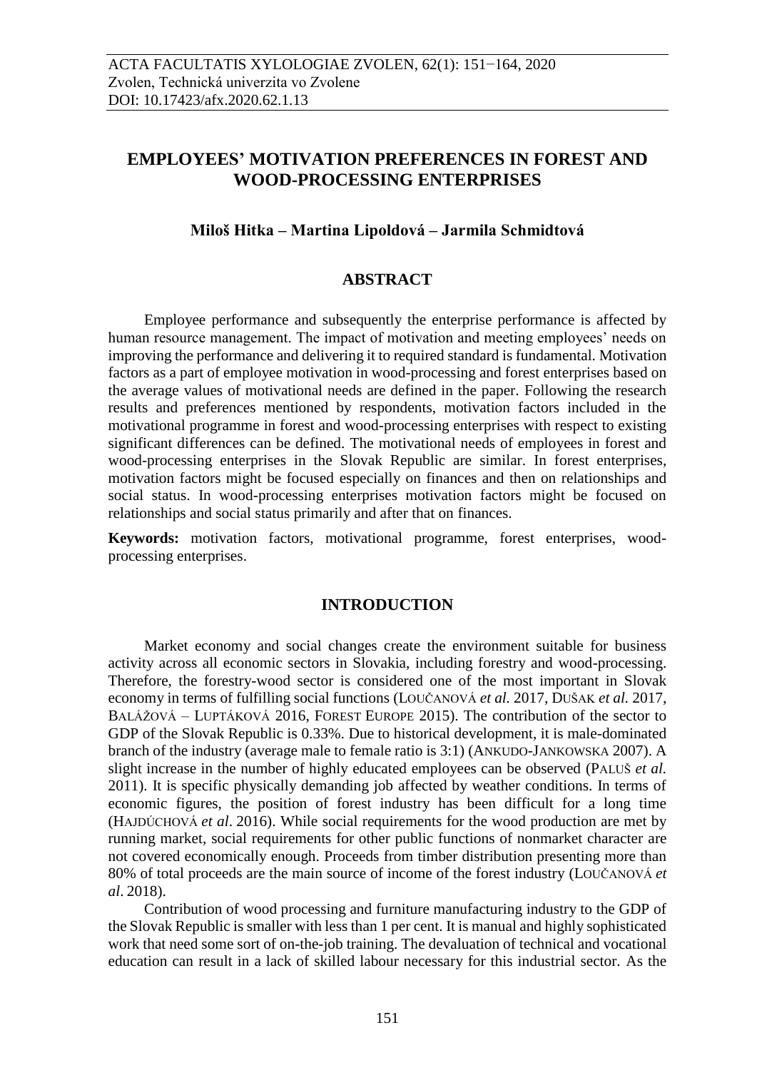# EMPLOYEES' MOTIVATION PREFERENCES IN FOREST AND WOOD-PROCESSING ENTERPRISES

**Miloš Hitka – Martina Lipoldová – Jarmila Schmidtová**

## ABSTRACT

Employee performance and subsequently the enterprise performance is affected by human resource management. The impact of motivation and meeting employees' needs on improving the performance and delivering it to required standard is fundamental. Motivation factors as a part of employee motivation in wood-processing and forest enterprises based on the average values of motivational needs are defined in the paper. Following the research results and preferences mentioned by respondents, motivation factors included in the motivational programme in forest and wood-processing enterprises with respect to existing significant differences can be defined. The motivational needs of employees in forest and wood-processing enterprises in the Slovak Republic are similar. In forest enterprises, motivation factors might be focused especially on finances and then on relationships and social status. In wood-processing enterprises motivation factors might be focused on relationships and social status primarily and after that on finances.

**Keywords:** motivation factors, motivational programme, forest enterprises, wood-processing enterprises.

## INTRODUCTION

Market economy and social changes create the environment suitable for business activity across all economic sectors in Slovakia, including forestry and wood-processing. Therefore, the forestry-wood sector is considered one of the most important in Slovak economy in terms of fulfilling social functions (LOUČANOVÁ *et al.* 2017, DUŠAK *et al.* 2017, BALÁŽOVÁ – LUPTÁKOVÁ 2016, FOREST EUROPE 2015). The contribution of the sector to GDP of the Slovak Republic is 0.33%. Due to historical development, it is male-dominated branch of the industry (average male to female ratio is 3:1) (ANKUDO-JANKOWSKA 2007). A slight increase in the number of highly educated employees can be observed (PALUŠ *et al.* 2011). It is specific physically demanding job affected by weather conditions. In terms of economic figures, the position of forest industry has been difficult for a long time (HAJDÚCHOVÁ *et al*. 2016). While social requirements for the wood production are met by running market, social requirements for other public functions of nonmarket character are not covered economically enough. Proceeds from timber distribution presenting more than 80% of total proceeds are the main source of income of the forest industry (LOUČANOVÁ *et al*. 2018).

Contribution of wood processing and furniture manufacturing industry to the GDP of the Slovak Republic is smaller with less than 1 per cent. It is manual and highly sophisticated work that need some sort of on-the-job training. The devaluation of technical and vocational education can result in a lack of skilled labour necessary for this industrial sector. As the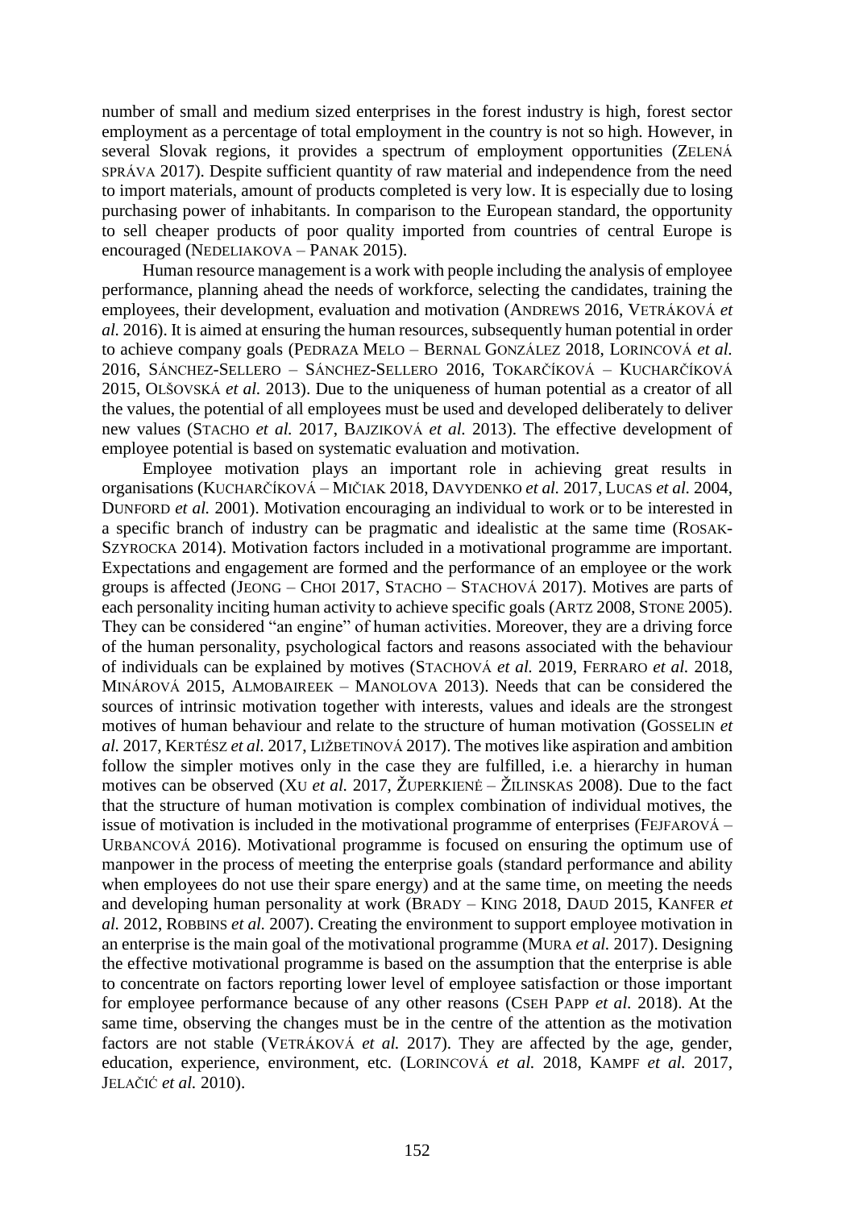number of small and medium sized enterprises in the forest industry is high, forest sector employment as a percentage of total employment in the country is not so high. However, in several Slovak regions, it provides a spectrum of employment opportunities (ZELENÁ SPRÁVA 2017). Despite sufficient quantity of raw material and independence from the need to import materials, amount of products completed is very low. It is especially due to losing purchasing power of inhabitants. In comparison to the European standard, the opportunity to sell cheaper products of poor quality imported from countries of central Europe is encouraged (NEDELIAKOVA – PANAK 2015).

Human resource management is a work with people including the analysis of employee performance, planning ahead the needs of workforce, selecting the candidates, training the employees, their development, evaluation and motivation (ANDREWS 2016, VETRÁKOVÁ *et al.* 2016). It is aimed at ensuring the human resources, subsequently human potential in order to achieve company goals (PEDRAZA MELO – BERNAL GONZÁLEZ 2018, LORINCOVÁ *et al.* 2016, SÁNCHEZ-SELLERO – SÁNCHEZ-SELLERO 2016, TOKARČÍKOVÁ – KUCHARČÍKOVÁ 2015, OLŠOVSKÁ *et al.* 2013). Due to the uniqueness of human potential as a creator of all the values, the potential of all employees must be used and developed deliberately to deliver new values (STACHO *et al.* 2017, BAJZIKOVÁ *et al.* 2013). The effective development of employee potential is based on systematic evaluation and motivation.

Employee motivation plays an important role in achieving great results in organisations (KUCHARČÍKOVÁ – MIČIAK 2018, DAVYDENKO *et al.* 2017, LUCAS *et al.* 2004, DUNFORD *et al.* 2001). Motivation encouraging an individual to work or to be interested in a specific branch of industry can be pragmatic and idealistic at the same time (ROSAK-SZYROCKA 2014). Motivation factors included in a motivational programme are important. Expectations and engagement are formed and the performance of an employee or the work groups is affected (JEONG – CHOI 2017, STACHO – STACHOVÁ 2017). Motives are parts of each personality inciting human activity to achieve specific goals (ARTZ 2008, STONE 2005). They can be considered "an engine" of human activities. Moreover, they are a driving force of the human personality, psychological factors and reasons associated with the behaviour of individuals can be explained by motives (STACHOVÁ *et al.* 2019, FERRARO *et al.* 2018, MINÁROVÁ 2015, ALMOBAIREEK – MANOLOVA 2013). Needs that can be considered the sources of intrinsic motivation together with interests, values and ideals are the strongest motives of human behaviour and relate to the structure of human motivation (GOSSELIN *et al.* 2017, KERTÉSZ *et al.* 2017, LIŽBETINOVÁ 2017). The motives like aspiration and ambition follow the simpler motives only in the case they are fulfilled, i.e. a hierarchy in human motives can be observed (XU *et al.* 2017, ŽUPERKIENĖ – ŽILINSKAS 2008). Due to the fact that the structure of human motivation is complex combination of individual motives, the issue of motivation is included in the motivational programme of enterprises (FEJFAROVÁ – URBANCOVÁ 2016). Motivational programme is focused on ensuring the optimum use of manpower in the process of meeting the enterprise goals (standard performance and ability when employees do not use their spare energy) and at the same time, on meeting the needs and developing human personality at work (BRADY – KING 2018, DAUD 2015, KANFER *et al.* 2012, ROBBINS *et al.* 2007). Creating the environment to support employee motivation in an enterprise is the main goal of the motivational programme (MURA *et al.* 2017). Designing the effective motivational programme is based on the assumption that the enterprise is able to concentrate on factors reporting lower level of employee satisfaction or those important for employee performance because of any other reasons (CSEH PAPP *et al.* 2018). At the same time, observing the changes must be in the centre of the attention as the motivation factors are not stable (VETRÁKOVÁ *et al.* 2017). They are affected by the age, gender, education, experience, environment, etc. (LORINCOVÁ *et al.* 2018, KAMPF *et al.* 2017, JELAČIĆ *et al.* 2010).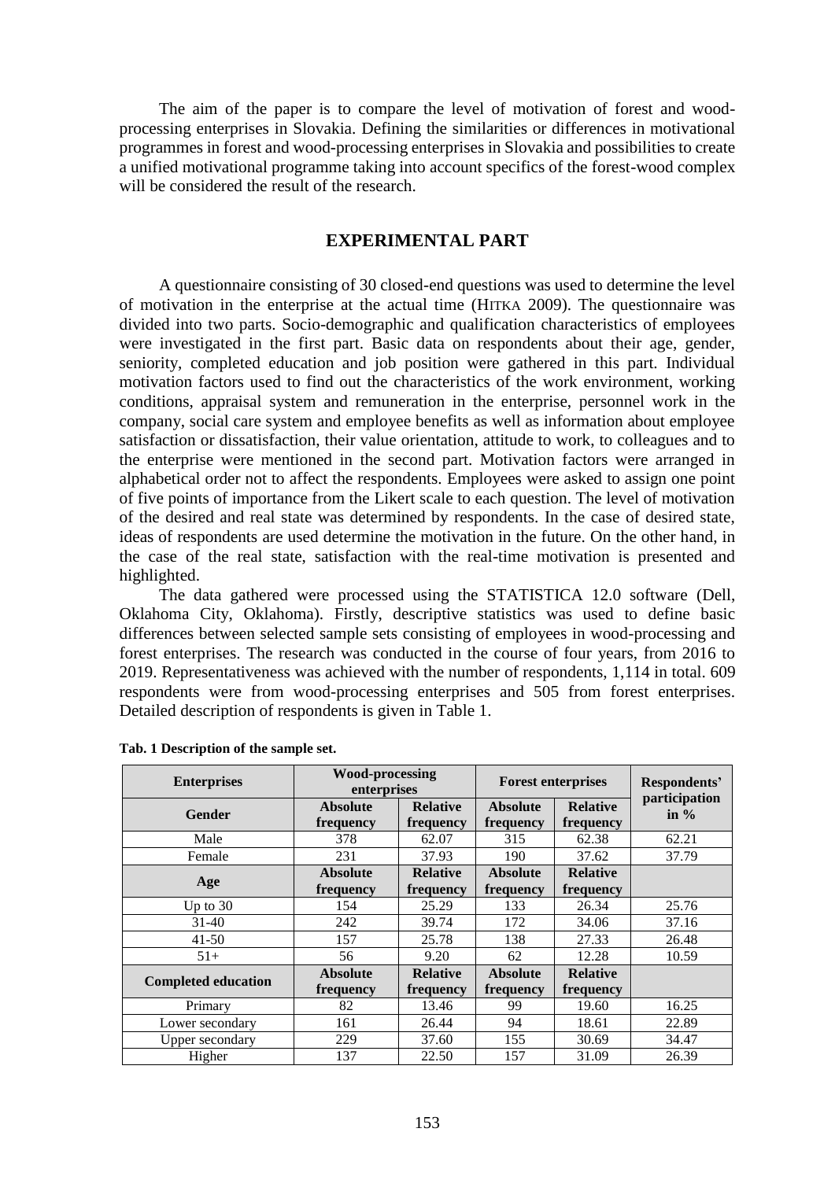The aim of the paper is to compare the level of motivation of forest and wood-processing enterprises in Slovakia. Defining the similarities or differences in motivational programmes in forest and wood-processing enterprises in Slovakia and possibilities to create a unified motivational programme taking into account specifics of the forest-wood complex will be considered the result of the research.

## EXPERIMENTAL PART

A questionnaire consisting of 30 closed-end questions was used to determine the level of motivation in the enterprise at the actual time (HITKA 2009). The questionnaire was divided into two parts. Socio-demographic and qualification characteristics of employees were investigated in the first part. Basic data on respondents about their age, gender, seniority, completed education and job position were gathered in this part. Individual motivation factors used to find out the characteristics of the work environment, working conditions, appraisal system and remuneration in the enterprise, personnel work in the company, social care system and employee benefits as well as information about employee satisfaction or dissatisfaction, their value orientation, attitude to work, to colleagues and to the enterprise were mentioned in the second part. Motivation factors were arranged in alphabetical order not to affect the respondents. Employees were asked to assign one point of five points of importance from the Likert scale to each question. The level of motivation of the desired and real state was determined by respondents. In the case of desired state, ideas of respondents are used determine the motivation in the future. On the other hand, in the case of the real state, satisfaction with the real-time motivation is presented and highlighted.

The data gathered were processed using the STATISTICA 12.0 software (Dell, Oklahoma City, Oklahoma). Firstly, descriptive statistics was used to define basic differences between selected sample sets consisting of employees in wood-processing and forest enterprises. The research was conducted in the course of four years, from 2016 to 2019. Representativeness was achieved with the number of respondents, 1,114 in total. 609 respondents were from wood-processing enterprises and 505 from forest enterprises. Detailed description of respondents is given in Table 1.

**Tab. 1 Description of the sample set.**

| Enterprises | Wood-processing enterprises | | Forest enterprises | | Respondents' participation in % |
|---|---|---|---|---|---|
| **Gender** | **Absolute frequency** | **Relative frequency** | **Absolute frequency** | **Relative frequency** | |
| Male | 378 | 62.07 | 315 | 62.38 | 62.21 |
| Female | 231 | 37.93 | 190 | 37.62 | 37.79 |
| **Age** | **Absolute frequency** | **Relative frequency** | **Absolute frequency** | **Relative frequency** | |
| Up to 30 | 154 | 25.29 | 133 | 26.34 | 25.76 |
| 31-40 | 242 | 39.74 | 172 | 34.06 | 37.16 |
| 41-50 | 157 | 25.78 | 138 | 27.33 | 26.48 |
| 51+ | 56 | 9.20 | 62 | 12.28 | 10.59 |
| **Completed education** | **Absolute frequency** | **Relative frequency** | **Absolute frequency** | **Relative frequency** | |
| Primary | 82 | 13.46 | 99 | 19.60 | 16.25 |
| Lower secondary | 161 | 26.44 | 94 | 18.61 | 22.89 |
| Upper secondary | 229 | 37.60 | 155 | 30.69 | 34.47 |
| Higher | 137 | 22.50 | 157 | 31.09 | 26.39 |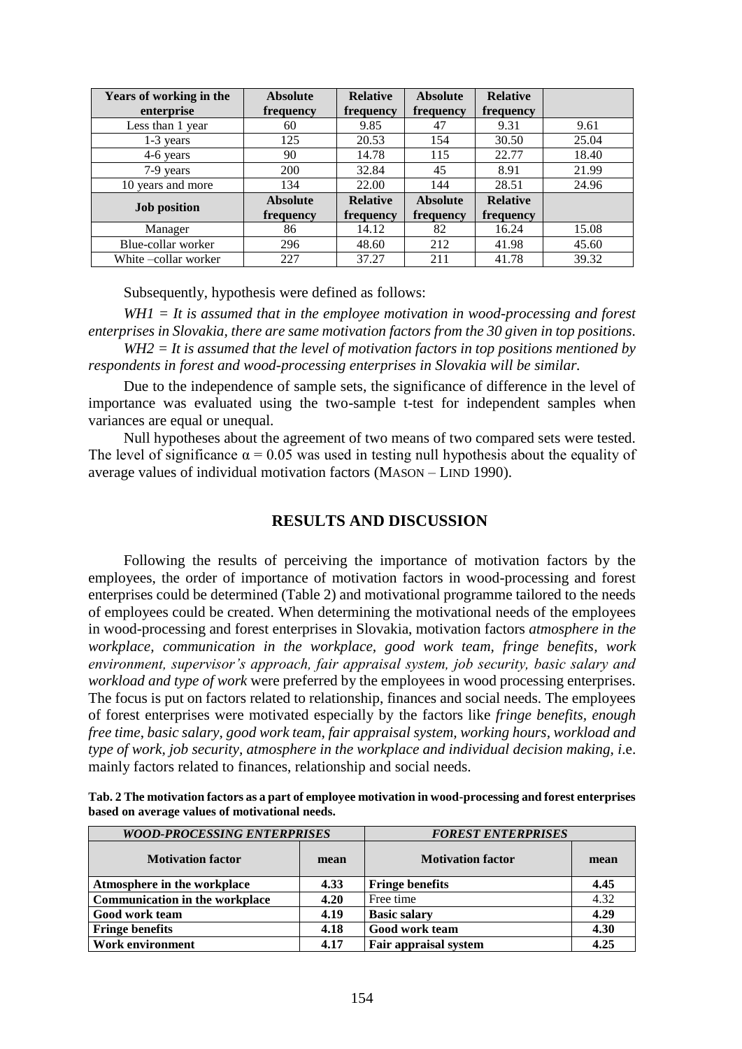| Years of working in the enterprise | Absolute frequency | Relative frequency | Absolute frequency | Relative frequency | |
|---|---|---|---|---|---|
| Less than 1 year | 60 | 9.85 | 47 | 9.31 | 9.61 |
| 1-3 years | 125 | 20.53 | 154 | 30.50 | 25.04 |
| 4-6 years | 90 | 14.78 | 115 | 22.77 | 18.40 |
| 7-9 years | 200 | 32.84 | 45 | 8.91 | 21.99 |
| 10 years and more | 134 | 22.00 | 144 | 28.51 | 24.96 |
| **Job position** | **Absolute frequency** | **Relative frequency** | **Absolute frequency** | **Relative frequency** | |
| Manager | 86 | 14.12 | 82 | 16.24 | 15.08 |
| Blue-collar worker | 296 | 48.60 | 212 | 41.98 | 45.60 |
| White –collar worker | 227 | 37.27 | 211 | 41.78 | 39.32 |

Subsequently, hypothesis were defined as follows:

*WH1 = It is assumed that in the employee motivation in wood-processing and forest enterprises in Slovakia, there are same motivation factors from the 30 given in top positions.*

*WH2 = It is assumed that the level of motivation factors in top positions mentioned by respondents in forest and wood-processing enterprises in Slovakia will be similar.*

Due to the independence of sample sets, the significance of difference in the level of importance was evaluated using the two-sample t-test for independent samples when variances are equal or unequal.

Null hypotheses about the agreement of two means of two compared sets were tested. The level of significance $\alpha = 0.05$ was used in testing null hypothesis about the equality of average values of individual motivation factors (MASON – LIND 1990).

## RESULTS AND DISCUSSION

Following the results of perceiving the importance of motivation factors by the employees, the order of importance of motivation factors in wood-processing and forest enterprises could be determined (Table 2) and motivational programme tailored to the needs of employees could be created. When determining the motivational needs of the employees in wood-processing and forest enterprises in Slovakia, motivation factors *atmosphere in the workplace, communication in the workplace, good work team, fringe benefits, work environment, supervisor's approach, fair appraisal system, job security, basic salary and workload and type of work* were preferred by the employees in wood processing enterprises. The focus is put on factors related to relationship, finances and social needs. The employees of forest enterprises were motivated especially by the factors like *fringe benefits, enough free time, basic salary, good work team, fair appraisal system, working hours, workload and type of work, job security, atmosphere in the workplace and individual decision making, i*.e. mainly factors related to finances, relationship and social needs.

**Tab. 2 The motivation factors as a part of employee motivation in wood-processing and forest enterprises based on average values of motivational needs.**

| *WOOD-PROCESSING ENTERPRISES* | | *FOREST ENTERPRISES* | |
|---|---|---|---|
| **Motivation factor** | **mean** | **Motivation factor** | **mean** |
| **Atmosphere in the workplace** | **4.33** | **Fringe benefits** | **4.45** |
| **Communication in the workplace** | **4.20** | Free time | 4.32 |
| **Good work team** | **4.19** | **Basic salary** | **4.29** |
| **Fringe benefits** | **4.18** | **Good work team** | **4.30** |
| **Work environment** | **4.17** | **Fair appraisal system** | **4.25** |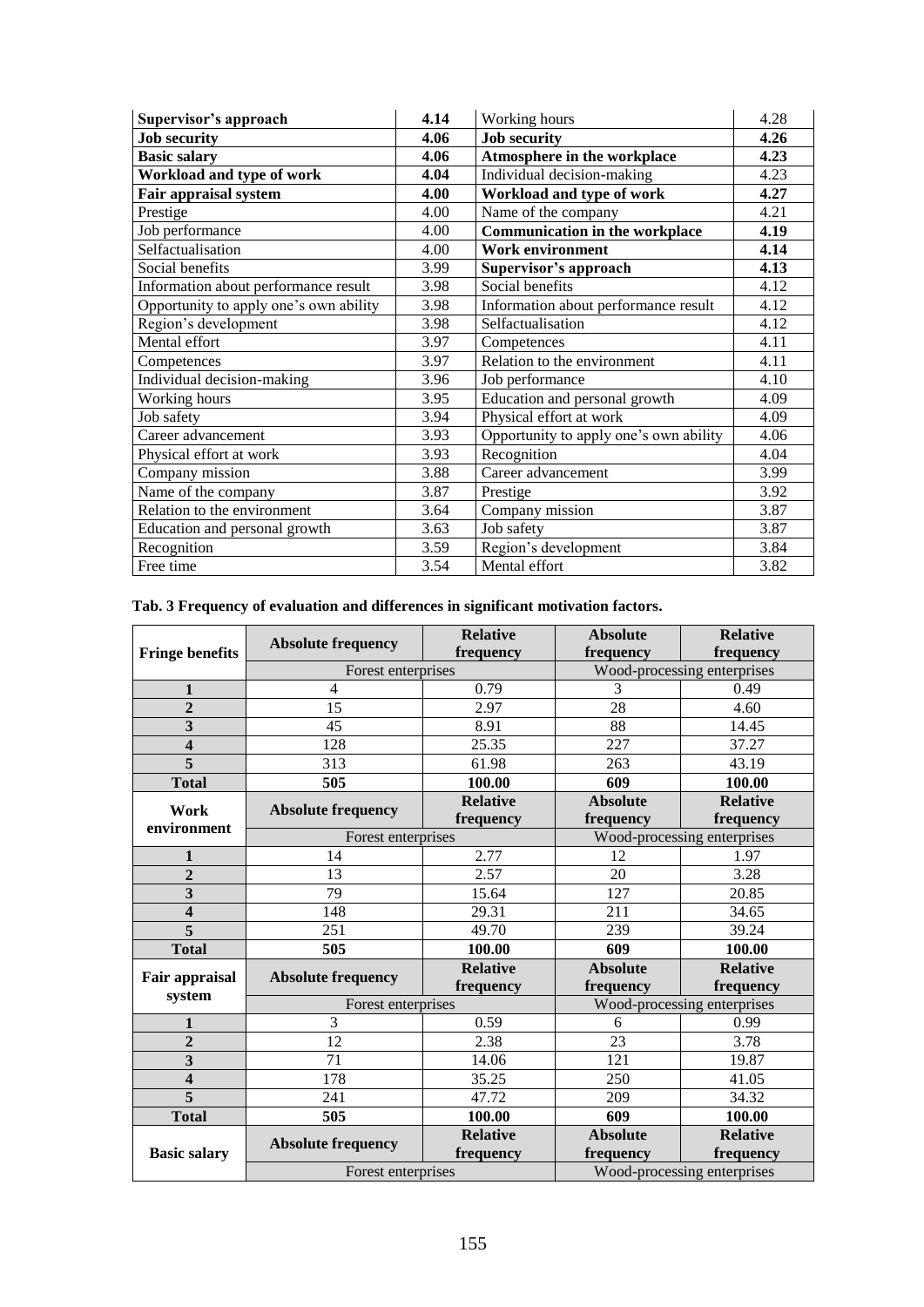| | | | |
|---|---|---|---|
| **Supervisor's approach** | **4.14** | Working hours | 4.28 |
| **Job security** | **4.06** | **Job security** | **4.26** |
| **Basic salary** | **4.06** | **Atmosphere in the workplace** | **4.23** |
| **Workload and type of work** | **4.04** | Individual decision-making | 4.23 |
| **Fair appraisal system** | **4.00** | **Workload and type of work** | **4.27** |
| Prestige | 4.00 | Name of the company | 4.21 |
| Job performance | 4.00 | **Communication in the workplace** | **4.19** |
| Selfactualisation | 4.00 | **Work environment** | **4.14** |
| Social benefits | 3.99 | **Supervisor's approach** | **4.13** |
| Information about performance result | 3.98 | Social benefits | 4.12 |
| Opportunity to apply one's own ability | 3.98 | Information about performance result | 4.12 |
| Region's development | 3.98 | Selfactualisation | 4.12 |
| Mental effort | 3.97 | Competences | 4.11 |
| Competences | 3.97 | Relation to the environment | 4.11 |
| Individual decision-making | 3.96 | Job performance | 4.10 |
| Working hours | 3.95 | Education and personal growth | 4.09 |
| Job safety | 3.94 | Physical effort at work | 4.09 |
| Career advancement | 3.93 | Opportunity to apply one's own ability | 4.06 |
| Physical effort at work | 3.93 | Recognition | 4.04 |
| Company mission | 3.88 | Career advancement | 3.99 |
| Name of the company | 3.87 | Prestige | 3.92 |
| Relation to the environment | 3.64 | Company mission | 3.87 |
| Education and personal growth | 3.63 | Job safety | 3.87 |
| Recognition | 3.59 | Region's development | 3.84 |
| Free time | 3.54 | Mental effort | 3.82 |

**Tab. 3 Frequency of evaluation and differences in significant motivation factors.**

| **Fringe benefits** | **Absolute frequency** | **Relative frequency** | **Absolute frequency** | **Relative frequency** |
|---|---|---|---|---|
| | Forest enterprises | | Wood-processing enterprises | |
| **1** | 4 | 0.79 | 3 | 0.49 |
| **2** | 15 | 2.97 | 28 | 4.60 |
| **3** | 45 | 8.91 | 88 | 14.45 |
| **4** | 128 | 25.35 | 227 | 37.27 |
| **5** | 313 | 61.98 | 263 | 43.19 |
| **Total** | **505** | **100.00** | **609** | **100.00** |
| **Work environment** | **Absolute frequency** | **Relative frequency** | **Absolute frequency** | **Relative frequency** |
| | Forest enterprises | | Wood-processing enterprises | |
| **1** | 14 | 2.77 | 12 | 1.97 |
| **2** | 13 | 2.57 | 20 | 3.28 |
| **3** | 79 | 15.64 | 127 | 20.85 |
| **4** | 148 | 29.31 | 211 | 34.65 |
| **5** | 251 | 49.70 | 239 | 39.24 |
| **Total** | **505** | **100.00** | **609** | **100.00** |
| **Fair appraisal system** | **Absolute frequency** | **Relative frequency** | **Absolute frequency** | **Relative frequency** |
| | Forest enterprises | | Wood-processing enterprises | |
| **1** | 3 | 0.59 | 6 | 0.99 |
| **2** | 12 | 2.38 | 23 | 3.78 |
| **3** | 71 | 14.06 | 121 | 19.87 |
| **4** | 178 | 35.25 | 250 | 41.05 |
| **5** | 241 | 47.72 | 209 | 34.32 |
| **Total** | **505** | **100.00** | **609** | **100.00** |
| **Basic salary** | **Absolute frequency** | **Relative frequency** | **Absolute frequency** | **Relative frequency** |
| | Forest enterprises | | Wood-processing enterprises | |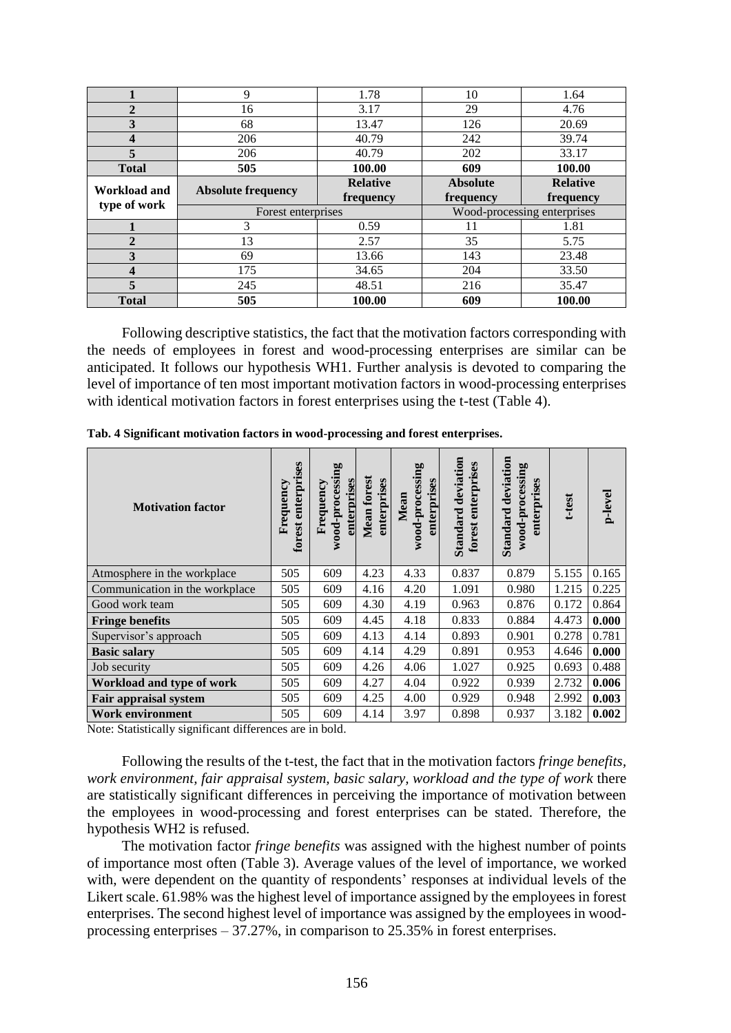| | | | | |
|---|---|---|---|---|
| **1** | 9 | 1.78 | 10 | 1.64 |
| **2** | 16 | 3.17 | 29 | 4.76 |
| **3** | 68 | 13.47 | 126 | 20.69 |
| **4** | 206 | 40.79 | 242 | 39.74 |
| **5** | 206 | 40.79 | 202 | 33.17 |
| **Total** | **505** | **100.00** | **609** | **100.00** |
| **Workload and type of work** | **Absolute frequency** | **Relative frequency** | **Absolute frequency** | **Relative frequency** |
| | Forest enterprises | | Wood-processing enterprises | |
| **1** | 3 | 0.59 | 11 | 1.81 |
| **2** | 13 | 2.57 | 35 | 5.75 |
| **3** | 69 | 13.66 | 143 | 23.48 |
| **4** | 175 | 34.65 | 204 | 33.50 |
| **5** | 245 | 48.51 | 216 | 35.47 |
| **Total** | **505** | **100.00** | **609** | **100.00** |

Following descriptive statistics, the fact that the motivation factors corresponding with the needs of employees in forest and wood-processing enterprises are similar can be anticipated. It follows our hypothesis WH1. Further analysis is devoted to comparing the level of importance of ten most important motivation factors in wood-processing enterprises with identical motivation factors in forest enterprises using the t-test (Table 4).

**Tab. 4 Significant motivation factors in wood-processing and forest enterprises.**

| **Motivation factor** | **Frequency forest enterprises** | **Frequency wood-processing enterprises** | **Mean forest enterprises** | **Mean wood-processing enterprises** | **Standard deviation forest enterprises** | **Standard deviation wood-processing enterprises** | **t-test** | **p-level** |
|---|---|---|---|---|---|---|---|---|
| Atmosphere in the workplace | 505 | 609 | 4.23 | 4.33 | 0.837 | 0.879 | 5.155 | 0.165 |
| Communication in the workplace | 505 | 609 | 4.16 | 4.20 | 1.091 | 0.980 | 1.215 | 0.225 |
| Good work team | 505 | 609 | 4.30 | 4.19 | 0.963 | 0.876 | 0.172 | 0.864 |
| **Fringe benefits** | 505 | 609 | 4.45 | 4.18 | 0.833 | 0.884 | 4.473 | **0.000** |
| Supervisor's approach | 505 | 609 | 4.13 | 4.14 | 0.893 | 0.901 | 0.278 | 0.781 |
| **Basic salary** | 505 | 609 | 4.14 | 4.29 | 0.891 | 0.953 | 4.646 | **0.000** |
| Job security | 505 | 609 | 4.26 | 4.06 | 1.027 | 0.925 | 0.693 | 0.488 |
| **Workload and type of work** | 505 | 609 | 4.27 | 4.04 | 0.922 | 0.939 | 2.732 | **0.006** |
| **Fair appraisal system** | 505 | 609 | 4.25 | 4.00 | 0.929 | 0.948 | 2.992 | **0.003** |
| **Work environment** | 505 | 609 | 4.14 | 3.97 | 0.898 | 0.937 | 3.182 | **0.002** |

Note: Statistically significant differences are in bold.

Following the results of the t-test, the fact that in the motivation factors *fringe benefits, work environment, fair appraisal system, basic salary, workload and the type of work* there are statistically significant differences in perceiving the importance of motivation between the employees in wood-processing and forest enterprises can be stated. Therefore, the hypothesis WH2 is refused.

The motivation factor *fringe benefits* was assigned with the highest number of points of importance most often (Table 3). Average values of the level of importance, we worked with, were dependent on the quantity of respondents' responses at individual levels of the Likert scale. 61.98% was the highest level of importance assigned by the employees in forest enterprises. The second highest level of importance was assigned by the employees in wood-processing enterprises – 37.27%, in comparison to 25.35% in forest enterprises.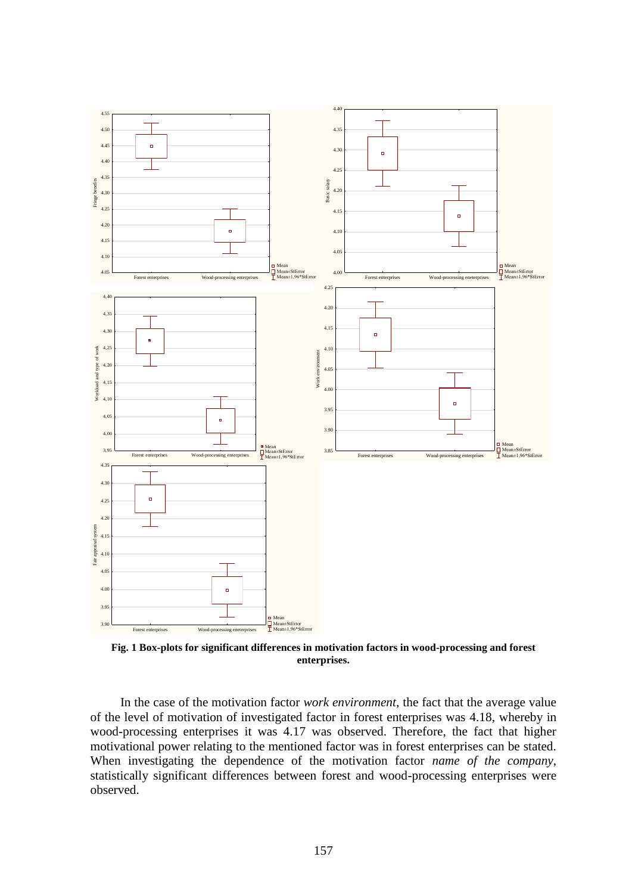**Fig. 1 Box-plots for significant differences in motivation factors in wood-processing and forest enterprises.**

In the case of the motivation factor *work environment*, the fact that the average value of the level of motivation of investigated factor in forest enterprises was 4.18, whereby in wood-processing enterprises it was 4.17 was observed. Therefore, the fact that higher motivational power relating to the mentioned factor was in forest enterprises can be stated. When investigating the dependence of the motivation factor *name of the company*, statistically significant differences between forest and wood-processing enterprises were observed.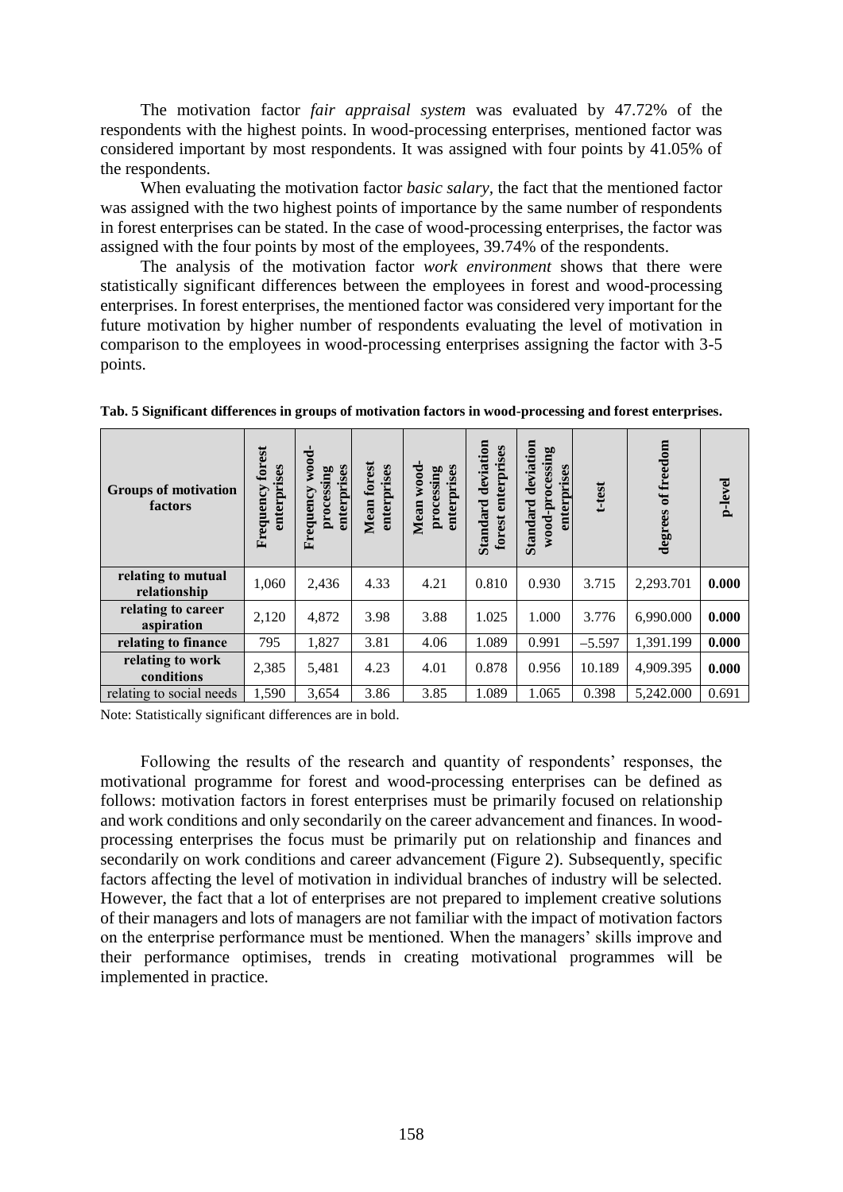The motivation factor *fair appraisal system* was evaluated by 47.72% of the respondents with the highest points. In wood-processing enterprises, mentioned factor was considered important by most respondents. It was assigned with four points by 41.05% of the respondents.

When evaluating the motivation factor *basic salary*, the fact that the mentioned factor was assigned with the two highest points of importance by the same number of respondents in forest enterprises can be stated. In the case of wood-processing enterprises, the factor was assigned with the four points by most of the employees, 39.74% of the respondents.

The analysis of the motivation factor *work environment* shows that there were statistically significant differences between the employees in forest and wood-processing enterprises. In forest enterprises, the mentioned factor was considered very important for the future motivation by higher number of respondents evaluating the level of motivation in comparison to the employees in wood-processing enterprises assigning the factor with 3-5 points.

**Tab. 5 Significant differences in groups of motivation factors in wood-processing and forest enterprises.**

| Groups of motivation factors | Frequency forest enterprises | Frequency wood-processing enterprises | Mean forest enterprises | Mean wood-processing enterprises | Standard deviation forest enterprises | Standard deviation wood-processing enterprises | t-test | degrees of freedom | p-level |
|---|---|---|---|---|---|---|---|---|---|
| **relating to mutual relationship** | 1,060 | 2,436 | 4.33 | 4.21 | 0.810 | 0.930 | 3.715 | 2,293.701 | **0.000** |
| **relating to career aspiration** | 2,120 | 4,872 | 3.98 | 3.88 | 1.025 | 1.000 | 3.776 | 6,990.000 | **0.000** |
| **relating to finance** | 795 | 1,827 | 3.81 | 4.06 | 1.089 | 0.991 | −5.597 | 1,391.199 | **0.000** |
| **relating to work conditions** | 2,385 | 5,481 | 4.23 | 4.01 | 0.878 | 0.956 | 10.189 | 4,909.395 | **0.000** |
| relating to social needs | 1,590 | 3,654 | 3.86 | 3.85 | 1.089 | 1.065 | 0.398 | 5,242.000 | 0.691 |

Note: Statistically significant differences are in bold.

Following the results of the research and quantity of respondents' responses, the motivational programme for forest and wood-processing enterprises can be defined as follows: motivation factors in forest enterprises must be primarily focused on relationship and work conditions and only secondarily on the career advancement and finances. In wood-processing enterprises the focus must be primarily put on relationship and finances and secondarily on work conditions and career advancement (Figure 2). Subsequently, specific factors affecting the level of motivation in individual branches of industry will be selected. However, the fact that a lot of enterprises are not prepared to implement creative solutions of their managers and lots of managers are not familiar with the impact of motivation factors on the enterprise performance must be mentioned. When the managers' skills improve and their performance optimises, trends in creating motivational programmes will be implemented in practice.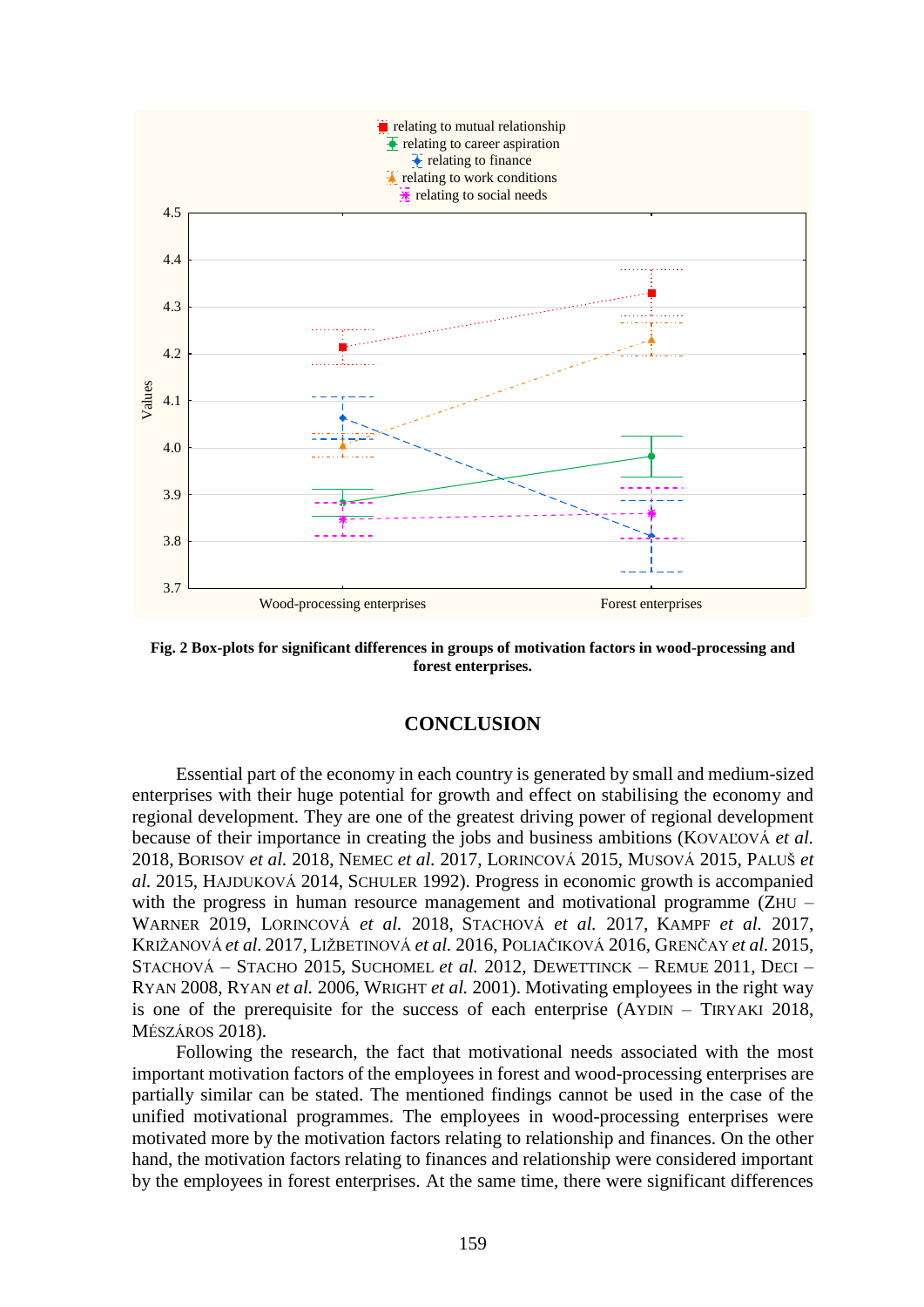**Fig. 2 Box-plots for significant differences in groups of motivation factors in wood-processing and forest enterprises.**

## CONCLUSION

Essential part of the economy in each country is generated by small and medium-sized enterprises with their huge potential for growth and effect on stabilising the economy and regional development. They are one of the greatest driving power of regional development because of their importance in creating the jobs and business ambitions (Kovaľová *et al.* 2018, Borisov *et al.* 2018, Nemec *et al.* 2017, Lorincová 2015, Musová 2015, Paluš *et al.* 2015, Hajduková 2014, Schuler 1992). Progress in economic growth is accompanied with the progress in human resource management and motivational programme (Zhu – Warner 2019, Lorincová *et al.* 2018, Stachová *et al.* 2017, Kampf *et al.* 2017, Križanová *et al.* 2017, Ližbetinová *et al.* 2016, Poliačiková 2016, Grenčay *et al.* 2015, Stachová – Stacho 2015, Suchomel *et al.* 2012, Dewettinck – Remue 2011, Deci – Ryan 2008, Ryan *et al.* 2006, Wright *et al.* 2001). Motivating employees in the right way is one of the prerequisite for the success of each enterprise (Aydin – Tiryaki 2018, Mészáros 2018).

Following the research, the fact that motivational needs associated with the most important motivation factors of the employees in forest and wood-processing enterprises are partially similar can be stated. The mentioned findings cannot be used in the case of the unified motivational programmes. The employees in wood-processing enterprises were motivated more by the motivation factors relating to relationship and finances. On the other hand, the motivation factors relating to finances and relationship were considered important by the employees in forest enterprises. At the same time, there were significant differences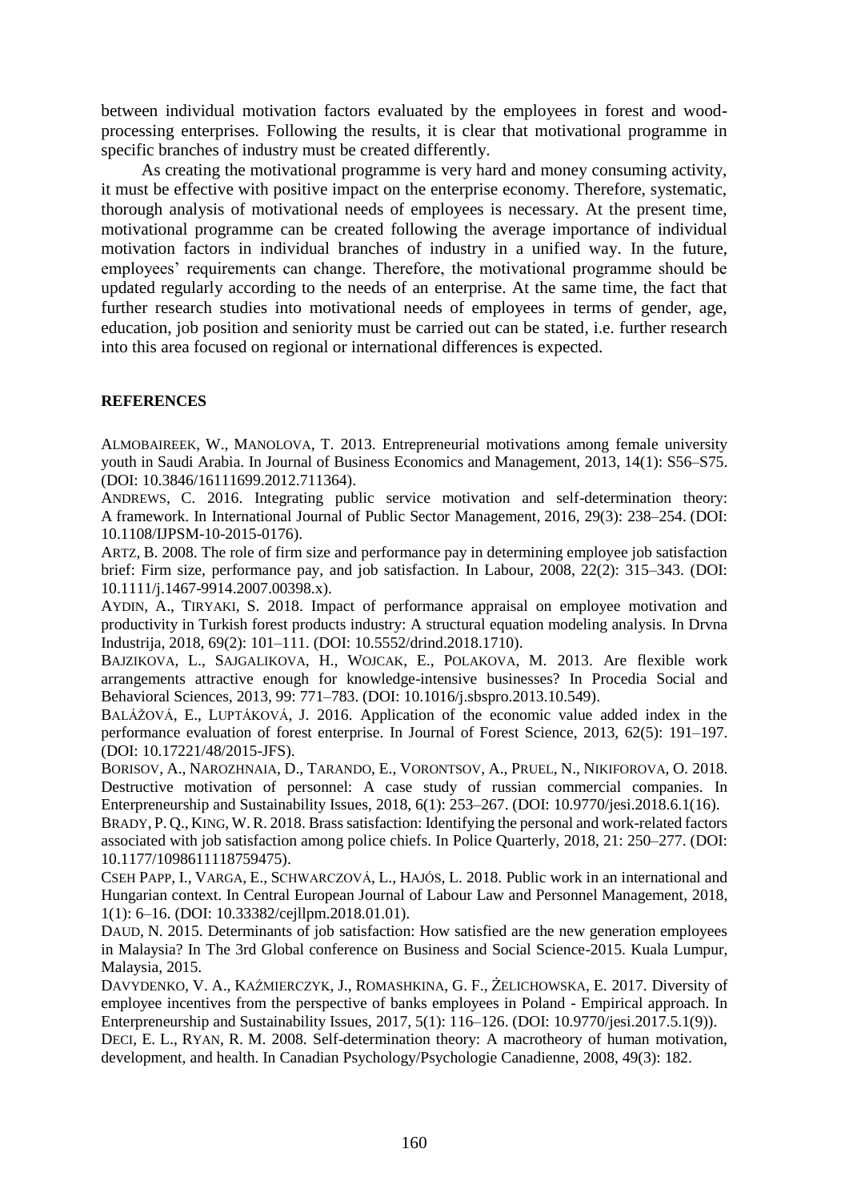between individual motivation factors evaluated by the employees in forest and wood-processing enterprises. Following the results, it is clear that motivational programme in specific branches of industry must be created differently.

As creating the motivational programme is very hard and money consuming activity, it must be effective with positive impact on the enterprise economy. Therefore, systematic, thorough analysis of motivational needs of employees is necessary. At the present time, motivational programme can be created following the average importance of individual motivation factors in individual branches of industry in a unified way. In the future, employees' requirements can change. Therefore, the motivational programme should be updated regularly according to the needs of an enterprise. At the same time, the fact that further research studies into motivational needs of employees in terms of gender, age, education, job position and seniority must be carried out can be stated, i.e. further research into this area focused on regional or international differences is expected.

## REFERENCES

ALMOBAIREEK, W., MANOLOVA, T. 2013. Entrepreneurial motivations among female university youth in Saudi Arabia. In Journal of Business Economics and Management, 2013, 14(1): S56–S75. (DOI: 10.3846/16111699.2012.711364).

ANDREWS, C. 2016. Integrating public service motivation and self-determination theory: A framework. In International Journal of Public Sector Management, 2016, 29(3): 238–254. (DOI: 10.1108/IJPSM-10-2015-0176).

ARTZ, B. 2008. The role of firm size and performance pay in determining employee job satisfaction brief: Firm size, performance pay, and job satisfaction. In Labour, 2008, 22(2): 315–343. (DOI: 10.1111/j.1467-9914.2007.00398.x).

AYDIN, A., TIRYAKI, S. 2018. Impact of performance appraisal on employee motivation and productivity in Turkish forest products industry: A structural equation modeling analysis. In Drvna Industrija, 2018, 69(2): 101–111. (DOI: 10.5552/drind.2018.1710).

BAJZIKOVA, L., SAJGALIKOVA, H., WOJCAK, E., POLAKOVA, M. 2013. Are flexible work arrangements attractive enough for knowledge-intensive businesses? In Procedia Social and Behavioral Sciences, 2013, 99: 771–783. (DOI: 10.1016/j.sbspro.2013.10.549).

BALÁŽOVÁ, E., LUPTÁKOVÁ, J. 2016. Application of the economic value added index in the performance evaluation of forest enterprise. In Journal of Forest Science, 2013, 62(5): 191–197. (DOI: 10.17221/48/2015-JFS).

BORISOV, A., NAROZHNAIA, D., TARANDO, E., VORONTSOV, A., PRUEL, N., NIKIFOROVA, O. 2018. Destructive motivation of personnel: A case study of russian commercial companies. In Enterpreneurship and Sustainability Issues, 2018, 6(1): 253–267. (DOI: 10.9770/jesi.2018.6.1(16).

BRADY, P. Q., KING, W. R. 2018. Brass satisfaction: Identifying the personal and work-related factors associated with job satisfaction among police chiefs. In Police Quarterly, 2018, 21: 250–277. (DOI: 10.1177/1098611118759475).

CSEH PAPP, I., VARGA, E., SCHWARCZOVÁ, L., HAJÓS, L. 2018. Public work in an international and Hungarian context. In Central European Journal of Labour Law and Personnel Management, 2018, 1(1): 6–16. (DOI: 10.33382/cejllpm.2018.01.01).

DAUD, N. 2015. Determinants of job satisfaction: How satisfied are the new generation employees in Malaysia? In The 3rd Global conference on Business and Social Science-2015. Kuala Lumpur, Malaysia, 2015.

DAVYDENKO, V. A., KAŹMIERCZYK, J., ROMASHKINA, G. F., ŻELICHOWSKA, E. 2017. Diversity of employee incentives from the perspective of banks employees in Poland - Empirical approach. In Enterpreneurship and Sustainability Issues, 2017, 5(1): 116–126. (DOI: 10.9770/jesi.2017.5.1(9)).

DECI, E. L., RYAN, R. M. 2008. Self-determination theory: A macrotheory of human motivation, development, and health. In Canadian Psychology/Psychologie Canadienne, 2008, 49(3): 182.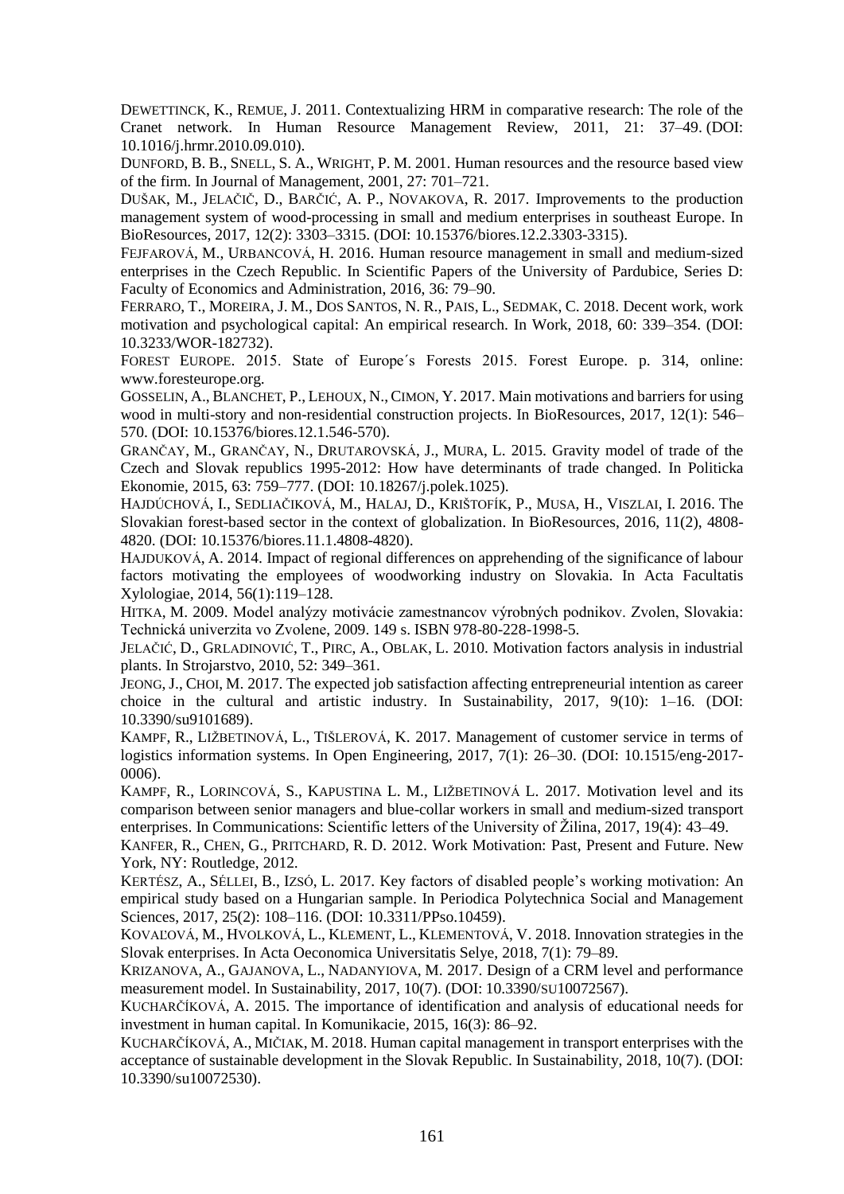DEWETTINCK, K., REMUE, J. 2011. Contextualizing HRM in comparative research: The role of the Cranet network. In Human Resource Management Review, 2011, 21: 37–49. (DOI: 10.1016/j.hrmr.2010.09.010).

DUNFORD, B. B., SNELL, S. A., WRIGHT, P. M. 2001. Human resources and the resource based view of the firm. In Journal of Management, 2001, 27: 701–721.

DUŠAK, M., JELAČIČ, D., BARČIĆ, A. P., NOVAKOVA, R. 2017. Improvements to the production management system of wood-processing in small and medium enterprises in southeast Europe. In BioResources, 2017, 12(2): 3303–3315. (DOI: 10.15376/biores.12.2.3303-3315).

FEJFAROVÁ, M., URBANCOVÁ, H. 2016. Human resource management in small and medium-sized enterprises in the Czech Republic. In Scientific Papers of the University of Pardubice, Series D: Faculty of Economics and Administration, 2016, 36: 79–90.

FERRARO, T., MOREIRA, J. M., DOS SANTOS, N. R., PAIS, L., SEDMAK, C. 2018. Decent work, work motivation and psychological capital: An empirical research. In Work, 2018, 60: 339–354. (DOI: 10.3233/WOR-182732).

FOREST EUROPE. 2015. State of Europe´s Forests 2015. Forest Europe. p. 314, online: www.foresteurope.org.

GOSSELIN, A., BLANCHET, P., LEHOUX, N., CIMON, Y. 2017. Main motivations and barriers for using wood in multi-story and non-residential construction projects. In BioResources, 2017, 12(1): 546–570. (DOI: 10.15376/biores.12.1.546-570).

GRANČAY, M., GRANČAY, N., DRUTAROVSKÁ, J., MURA, L. 2015. Gravity model of trade of the Czech and Slovak republics 1995-2012: How have determinants of trade changed. In Politicka Ekonomie, 2015, 63: 759–777. (DOI: 10.18267/j.polek.1025).

HAJDÚCHOVÁ, I., SEDLIAČIKOVÁ, M., HALAJ, D., KRIŠTOFÍK, P., MUSA, H., VISZLAI, I. 2016. The Slovakian forest-based sector in the context of globalization. In BioResources, 2016, 11(2), 4808-4820. (DOI: 10.15376/biores.11.1.4808-4820).

HAJDUKOVÁ, A. 2014. Impact of regional differences on apprehending of the significance of labour factors motivating the employees of woodworking industry on Slovakia. In Acta Facultatis Xylologiae, 2014, 56(1):119–128.

HITKA, M. 2009. Model analýzy motivácie zamestnancov výrobných podnikov. Zvolen, Slovakia: Technická univerzita vo Zvolene, 2009. 149 s. ISBN 978-80-228-1998-5.

JELAČIĆ, D., GRLADINOVIĆ, T., PIRC, A., OBLAK, L. 2010. Motivation factors analysis in industrial plants. In Strojarstvo, 2010, 52: 349–361.

JEONG, J., CHOI, M. 2017. The expected job satisfaction affecting entrepreneurial intention as career choice in the cultural and artistic industry. In Sustainability, 2017, 9(10): 1–16. (DOI: 10.3390/su9101689).

KAMPF, R., LIŽBETINOVÁ, L., TIŠLEROVÁ, K. 2017. Management of customer service in terms of logistics information systems. In Open Engineering, 2017, 7(1): 26–30. (DOI: 10.1515/eng-2017-0006).

KAMPF, R., LORINCOVÁ, S., KAPUSTINA L. M., LIŽBETINOVÁ L. 2017. Motivation level and its comparison between senior managers and blue-collar workers in small and medium-sized transport enterprises. In Communications: Scientific letters of the University of Žilina, 2017, 19(4): 43–49.

KANFER, R., CHEN, G., PRITCHARD, R. D. 2012. Work Motivation: Past, Present and Future. New York, NY: Routledge, 2012.

KERTÉSZ, A., SÉLLEI, B., IZSÓ, L. 2017. Key factors of disabled people's working motivation: An empirical study based on a Hungarian sample. In Periodica Polytechnica Social and Management Sciences, 2017, 25(2): 108–116. (DOI: 10.3311/PPso.10459).

KOVAĽOVÁ, M., HVOLKOVÁ, L., KLEMENT, L., KLEMENTOVÁ, V. 2018. Innovation strategies in the Slovak enterprises. In Acta Oeconomica Universitatis Selye, 2018, 7(1): 79–89.

KRIZANOVA, A., GAJANOVA, L., NADANYIOVA, M. 2017. Design of a CRM level and performance measurement model. In Sustainability, 2017, 10(7). (DOI: 10.3390/SU10072567).

KUCHARČÍKOVÁ, A. 2015. The importance of identification and analysis of educational needs for investment in human capital. In Komunikacie, 2015, 16(3): 86–92.

KUCHARČÍKOVÁ, A., MIČIAK, M. 2018. Human capital management in transport enterprises with the acceptance of sustainable development in the Slovak Republic. In Sustainability, 2018, 10(7). (DOI: 10.3390/su10072530).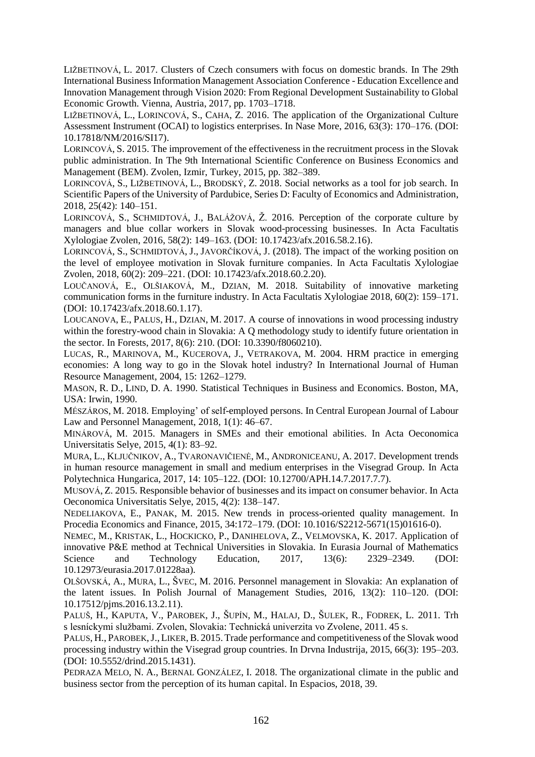LIŽBETINOVÁ, L. 2017. Clusters of Czech consumers with focus on domestic brands. In The 29th International Business Information Management Association Conference - Education Excellence and Innovation Management through Vision 2020: From Regional Development Sustainability to Global Economic Growth. Vienna, Austria, 2017, pp. 1703–1718.

LIŽBETINOVÁ, L., LORINCOVÁ, S., CAHA, Z. 2016. The application of the Organizational Culture Assessment Instrument (OCAI) to logistics enterprises. In Nase More, 2016, 63(3): 170–176. (DOI: 10.17818/NM/2016/SI17).

LORINCOVÁ, S. 2015. The improvement of the effectiveness in the recruitment process in the Slovak public administration. In The 9th International Scientific Conference on Business Economics and Management (BEM). Zvolen, Izmir, Turkey, 2015, pp. 382–389.

LORINCOVÁ, S., LIŽBETINOVÁ, L., BRODSKÝ, Z. 2018. Social networks as a tool for job search. In Scientific Papers of the University of Pardubice, Series D: Faculty of Economics and Administration, 2018, 25(42): 140–151.

LORINCOVÁ, S., SCHMIDTOVÁ, J., BALÁŽOVÁ, Ž. 2016. Perception of the corporate culture by managers and blue collar workers in Slovak wood-processing businesses. In Acta Facultatis Xylologiae Zvolen, 2016, 58(2): 149–163. (DOI: 10.17423/afx.2016.58.2.16).

LORINCOVÁ, S., SCHMIDTOVÁ, J., JAVORČÍKOVÁ, J. (2018). The impact of the working position on the level of employee motivation in Slovak furniture companies. In Acta Facultatis Xylologiae Zvolen, 2018, 60(2): 209–221. (DOI: 10.17423/afx.2018.60.2.20).

LOUČANOVÁ, E., OLŠIAKOVÁ, M., DZIAN, M. 2018. Suitability of innovative marketing communication forms in the furniture industry. In Acta Facultatis Xylologiae 2018, 60(2): 159–171. (DOI: 10.17423/afx.2018.60.1.17).

LOUCANOVA, E., PALUS, H., DZIAN, M. 2017. A course of innovations in wood processing industry within the forestry-wood chain in Slovakia: A Q methodology study to identify future orientation in the sector. In Forests, 2017, 8(6): 210. (DOI: 10.3390/f8060210).

LUCAS, R., MARINOVA, M., KUCEROVA, J., VETRAKOVA, M. 2004. HRM practice in emerging economies: A long way to go in the Slovak hotel industry? In International Journal of Human Resource Management, 2004, 15: 1262–1279.

MASON, R. D., LIND, D. A. 1990. Statistical Techniques in Business and Economics. Boston, MA, USA: Irwin, 1990.

MÉSZÁROS, M. 2018. Employing' of self-employed persons. In Central European Journal of Labour Law and Personnel Management, 2018, 1(1): 46–67.

MINÁROVÁ, M. 2015. Managers in SMEs and their emotional abilities. In Acta Oeconomica Universitatis Selye, 2015, 4(1): 83–92.

MURA, L., KLJUČNIKOV, A., TVARONAVIČIENĖ, M., ANDRONICEANU, A. 2017. Development trends in human resource management in small and medium enterprises in the Visegrad Group. In Acta Polytechnica Hungarica, 2017, 14: 105–122. (DOI: 10.12700/APH.14.7.2017.7.7).

MUSOVÁ, Z. 2015. Responsible behavior of businesses and its impact on consumer behavior. In Acta Oeconomica Universitatis Selye, 2015, 4(2): 138–147.

NEDELIAKOVA, E., PANAK, M. 2015. New trends in process-oriented quality management. In Procedia Economics and Finance, 2015, 34:172–179. (DOI: 10.1016/S2212-5671(15)01616-0).

NEMEC, M., KRISTAK, L., HOCKICKO, P., DANIHELOVA, Z., VELMOVSKA, K. 2017. Application of innovative P&E method at Technical Universities in Slovakia. In Eurasia Journal of Mathematics Science and Technology Education, 2017, 13(6): 2329–2349. (DOI: 10.12973/eurasia.2017.01228aa).

OLŠOVSKÁ, A., MURA, L., ŠVEC, M. 2016. Personnel management in Slovakia: An explanation of the latent issues. In Polish Journal of Management Studies, 2016, 13(2): 110–120. (DOI: 10.17512/pjms.2016.13.2.11).

PALUŠ, H., KAPUTA, V., PAROBEK, J., ŠUPÍN, M., HALAJ, D., ŠULEK, R., FODREK, L. 2011. Trh s lesníckymi službami. Zvolen, Slovakia: Technická univerzita vo Zvolene, 2011. 45 s.

PALUS, H., PAROBEK, J., LIKER, B. 2015. Trade performance and competitiveness of the Slovak wood processing industry within the Visegrad group countries. In Drvna Industrija, 2015, 66(3): 195–203. (DOI: 10.5552/drind.2015.1431).

PEDRAZA MELO, N. A., BERNAL GONZÁLEZ, I. 2018. The organizational climate in the public and business sector from the perception of its human capital. In Espacios, 2018, 39.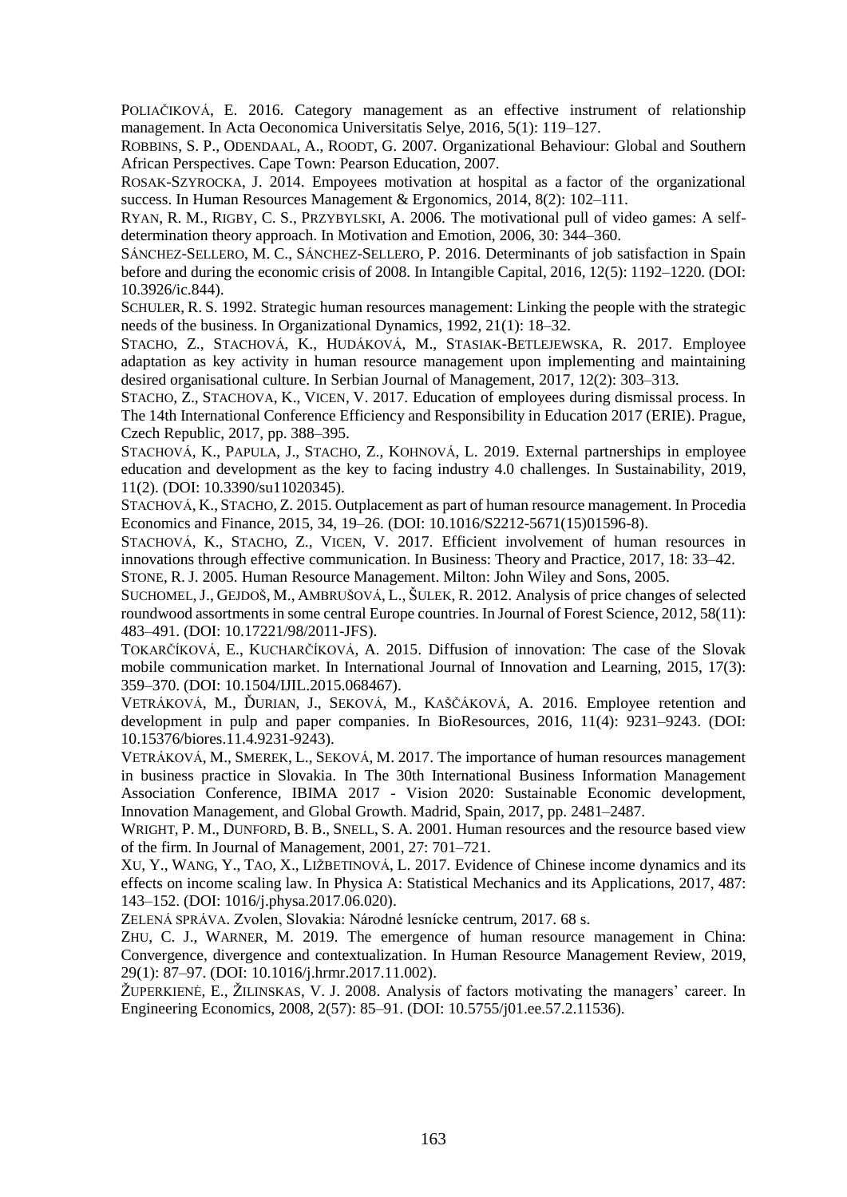POLIAČIKOVÁ, E. 2016. Category management as an effective instrument of relationship management. In Acta Oeconomica Universitatis Selye, 2016, 5(1): 119–127.

ROBBINS, S. P., ODENDAAL, A., ROODT, G. 2007. Organizational Behaviour: Global and Southern African Perspectives. Cape Town: Pearson Education, 2007.

ROSAK-SZYROCKA, J. 2014. Empoyees motivation at hospital as a factor of the organizational success. In Human Resources Management & Ergonomics, 2014, 8(2): 102–111.

RYAN, R. M., RIGBY, C. S., PRZYBYLSKI, A. 2006. The motivational pull of video games: A self-determination theory approach. In Motivation and Emotion, 2006, 30: 344–360.

SÁNCHEZ-SELLERO, M. C., SÁNCHEZ-SELLERO, P. 2016. Determinants of job satisfaction in Spain before and during the economic crisis of 2008. In Intangible Capital, 2016, 12(5): 1192–1220. (DOI: 10.3926/ic.844).

SCHULER, R. S. 1992. Strategic human resources management: Linking the people with the strategic needs of the business. In Organizational Dynamics, 1992, 21(1): 18–32.

STACHO, Z., STACHOVÁ, K., HUDÁKOVÁ, M., STASIAK-BETLEJEWSKA, R. 2017. Employee adaptation as key activity in human resource management upon implementing and maintaining desired organisational culture. In Serbian Journal of Management, 2017, 12(2): 303–313.

STACHO, Z., STACHOVA, K., VICEN, V. 2017. Education of employees during dismissal process. In The 14th International Conference Efficiency and Responsibility in Education 2017 (ERIE). Prague, Czech Republic, 2017, pp. 388–395.

STACHOVÁ, K., PAPULA, J., STACHO, Z., KOHNOVÁ, L. 2019. External partnerships in employee education and development as the key to facing industry 4.0 challenges. In Sustainability, 2019, 11(2). (DOI: 10.3390/su11020345).

STACHOVÁ, K., STACHO, Z. 2015. Outplacement as part of human resource management. In Procedia Economics and Finance, 2015, 34, 19–26. (DOI: 10.1016/S2212-5671(15)01596-8).

STACHOVÁ, K., STACHO, Z., VICEN, V. 2017. Efficient involvement of human resources in innovations through effective communication. In Business: Theory and Practice, 2017, 18: 33–42.

STONE, R. J. 2005. Human Resource Management. Milton: John Wiley and Sons, 2005.

SUCHOMEL, J., GEJDOŠ, M., AMBRUŠOVÁ, L., ŠULEK, R. 2012. Analysis of price changes of selected roundwood assortments in some central Europe countries. In Journal of Forest Science, 2012, 58(11): 483–491. (DOI: 10.17221/98/2011-JFS).

TOKARČÍKOVÁ, E., KUCHARČÍKOVÁ, A. 2015. Diffusion of innovation: The case of the Slovak mobile communication market. In International Journal of Innovation and Learning, 2015, 17(3): 359–370. (DOI: 10.1504/IJIL.2015.068467).

VETRÁKOVÁ, M., ĎURIAN, J., SEKOVÁ, M., KAŠČÁKOVÁ, A. 2016. Employee retention and development in pulp and paper companies. In BioResources, 2016, 11(4): 9231–9243. (DOI: 10.15376/biores.11.4.9231-9243).

VETRÁKOVÁ, M., SMEREK, L., SEKOVÁ, M. 2017. The importance of human resources management in business practice in Slovakia. In The 30th International Business Information Management Association Conference, IBIMA 2017 - Vision 2020: Sustainable Economic development, Innovation Management, and Global Growth. Madrid, Spain, 2017, pp. 2481–2487.

WRIGHT, P. M., DUNFORD, B. B., SNELL, S. A. 2001. Human resources and the resource based view of the firm. In Journal of Management, 2001, 27: 701–721.

XU, Y., WANG, Y., TAO, X., LIŽBETINOVÁ, L. 2017. Evidence of Chinese income dynamics and its effects on income scaling law. In Physica A: Statistical Mechanics and its Applications, 2017, 487: 143–152. (DOI: 1016/j.physa.2017.06.020).

ZELENÁ SPRÁVA. Zvolen, Slovakia: Národné lesnícke centrum, 2017. 68 s.

ZHU, C. J., WARNER, M. 2019. The emergence of human resource management in China: Convergence, divergence and contextualization. In Human Resource Management Review, 2019, 29(1): 87–97. (DOI: 10.1016/j.hrmr.2017.11.002).

ŽUPERKIENĖ, E., ŽILINSKAS, V. J. 2008. Analysis of factors motivating the managers' career. In Engineering Economics, 2008, 2(57): 85–91. (DOI: 10.5755/j01.ee.57.2.11536).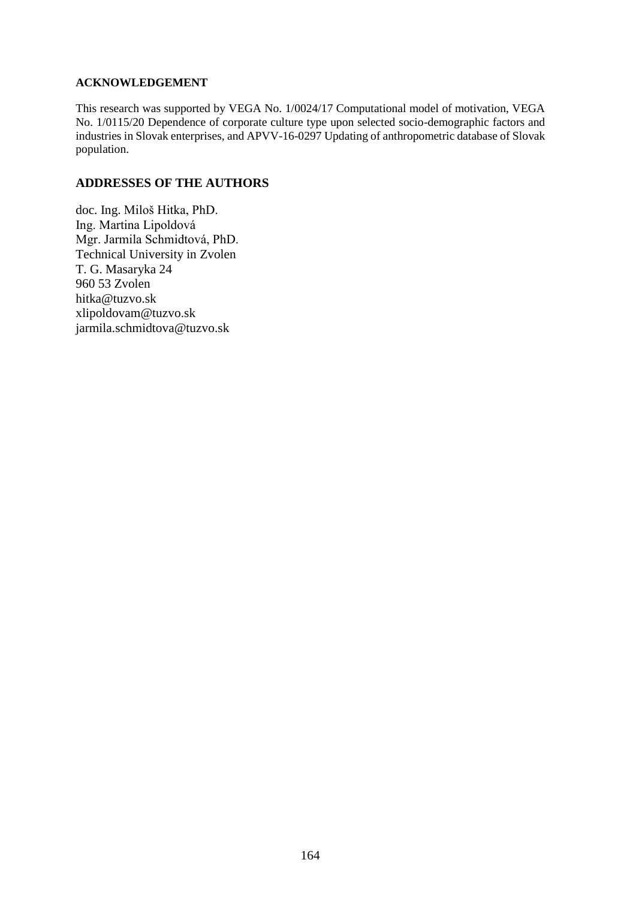## ACKNOWLEDGEMENT

This research was supported by VEGA No. 1/0024/17 Computational model of motivation, VEGA No. 1/0115/20 Dependence of corporate culture type upon selected socio-demographic factors and industries in Slovak enterprises, and APVV-16-0297 Updating of anthropometric database of Slovak population.

## ADDRESSES OF THE AUTHORS

doc. Ing. Miloš Hitka, PhD.  
Ing. Martina Lipoldová  
Mgr. Jarmila Schmidtová, PhD.  
Technical University in Zvolen  
T. G. Masaryka 24  
960 53 Zvolen  
hitka@tuzvo.sk  
xlipoldovam@tuzvo.sk  
jarmila.schmidtova@tuzvo.sk